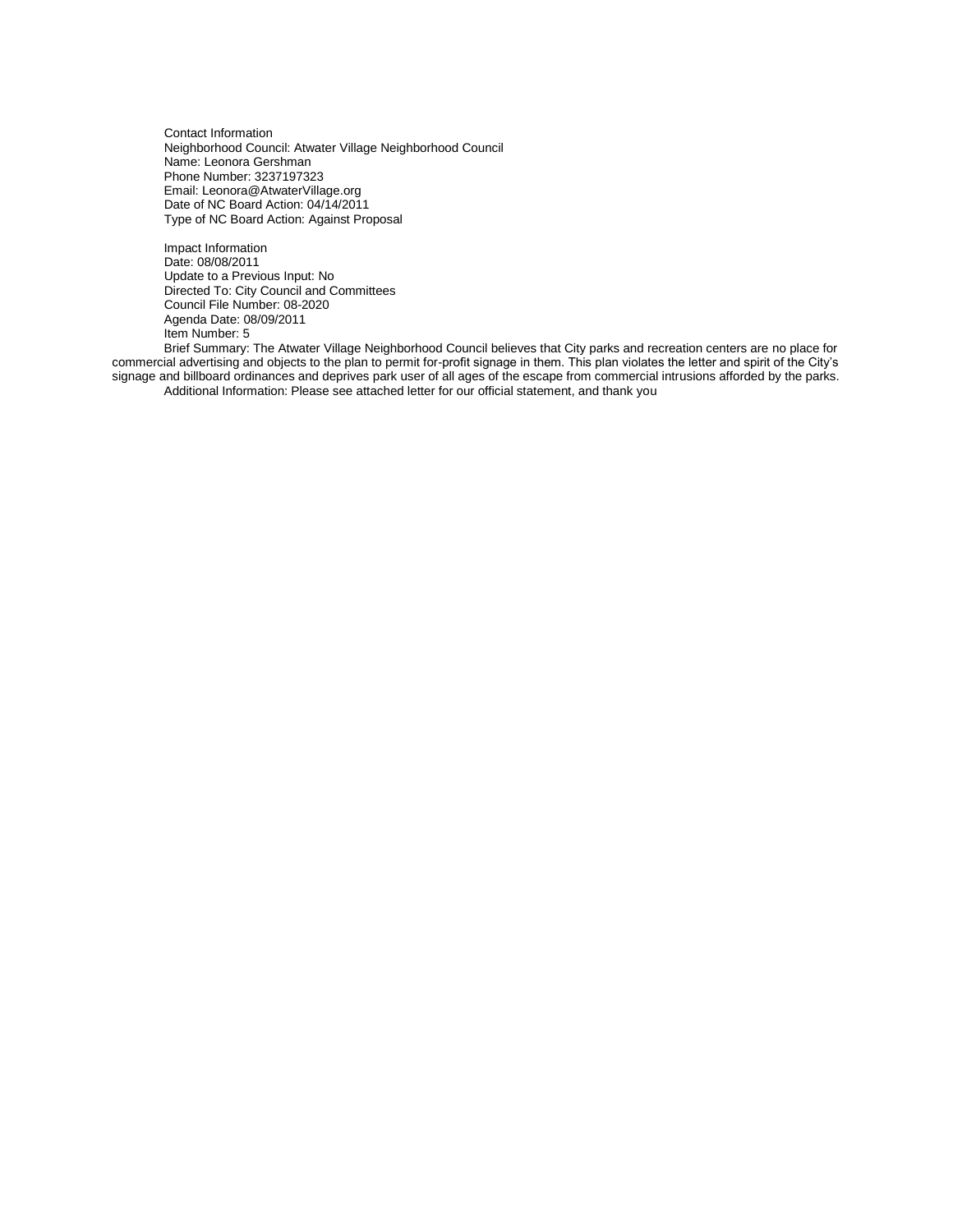Contact Information
Neighborhood Council: Atwater Village Neighborhood Council
Name: Leonora Gershman
Phone Number: 3237197323
Email: Leonora@AtwaterVillage.org
Date of NC Board Action: 04/14/2011
Type of NC Board Action: Against Proposal

Impact Information
Date: 08/08/2011
Update to a Previous Input: No
Directed To: City Council and Committees
Council File Number: 08-2020
Agenda Date: 08/09/2011
Item Number: 5
Brief Summary: The Atwater Village Neighborhood Council believes that City parks and recreation centers are no place for commercial advertising and objects to the plan to permit for-profit signage in them. This plan violates the letter and spirit of the City's signage and billboard ordinances and deprives park user of all ages of the escape from commercial intrusions afforded by the parks.
Additional Information: Please see attached letter for our official statement, and thank you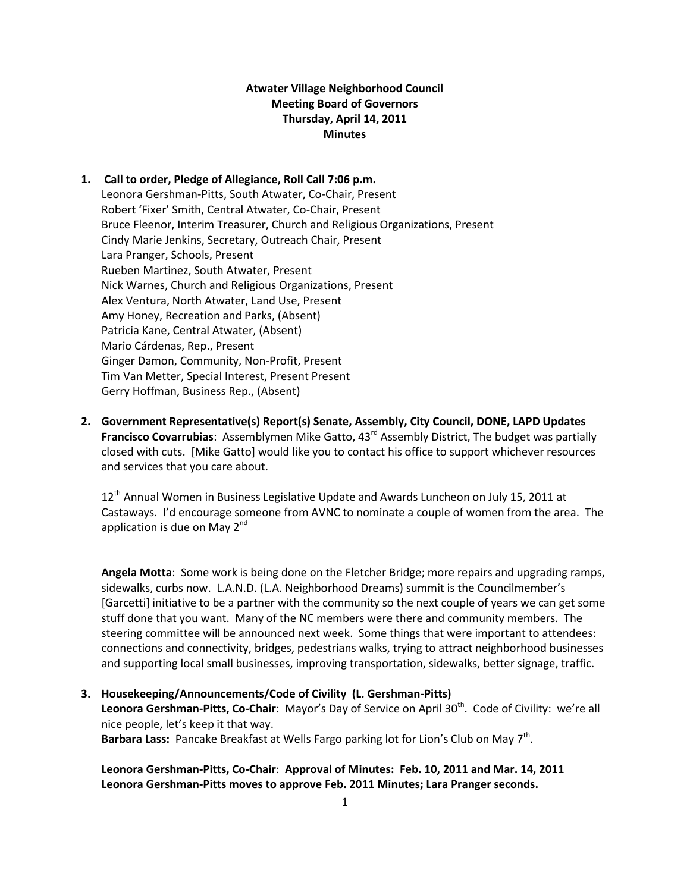**Atwater Village Neighborhood Council**
**Meeting Board of Governors**
**Thursday, April 14, 2011**
**Minutes**

**1. Call to order, Pledge of Allegiance, Roll Call 7:06 p.m.**

Leonora Gershman-Pitts, South Atwater, Co-Chair, Present
Robert 'Fixer' Smith, Central Atwater, Co-Chair, Present
Bruce Fleenor, Interim Treasurer, Church and Religious Organizations, Present
Cindy Marie Jenkins, Secretary, Outreach Chair, Present
Lara Pranger, Schools, Present
Rueben Martinez, South Atwater, Present
Nick Warnes, Church and Religious Organizations, Present
Alex Ventura, North Atwater, Land Use, Present
Amy Honey, Recreation and Parks, (Absent)
Patricia Kane, Central Atwater, (Absent)
Mario Cárdenas, Rep., Present
Ginger Damon, Community, Non-Profit, Present
Tim Van Metter, Special Interest, Present Present
Gerry Hoffman, Business Rep., (Absent)

**2. Government Representative(s) Report(s) Senate, Assembly, City Council, DONE, LAPD Updates**

**Francisco Covarrubias**: Assemblymen Mike Gatto, 43rd Assembly District, The budget was partially closed with cuts. [Mike Gatto] would like you to contact his office to support whichever resources and services that you care about.

12th Annual Women in Business Legislative Update and Awards Luncheon on July 15, 2011 at Castaways. I'd encourage someone from AVNC to nominate a couple of women from the area. The application is due on May 2nd

**Angela Motta**: Some work is being done on the Fletcher Bridge; more repairs and upgrading ramps, sidewalks, curbs now. L.A.N.D. (L.A. Neighborhood Dreams) summit is the Councilmember's [Garcetti] initiative to be a partner with the community so the next couple of years we can get some stuff done that you want. Many of the NC members were there and community members. The steering committee will be announced next week. Some things that were important to attendees: connections and connectivity, bridges, pedestrians walks, trying to attract neighborhood businesses and supporting local small businesses, improving transportation, sidewalks, better signage, traffic.

**3. Housekeeping/Announcements/Code of Civility (L. Gershman-Pitts)**

**Leonora Gershman-Pitts, Co-Chair**: Mayor's Day of Service on April 30th. Code of Civility: we're all nice people, let's keep it that way.
**Barbara Lass:** Pancake Breakfast at Wells Fargo parking lot for Lion's Club on May 7th.

**Leonora Gershman-Pitts, Co-Chair**: **Approval of Minutes: Feb. 10, 2011 and Mar. 14, 2011**
**Leonora Gershman-Pitts moves to approve Feb. 2011 Minutes; Lara Pranger seconds.**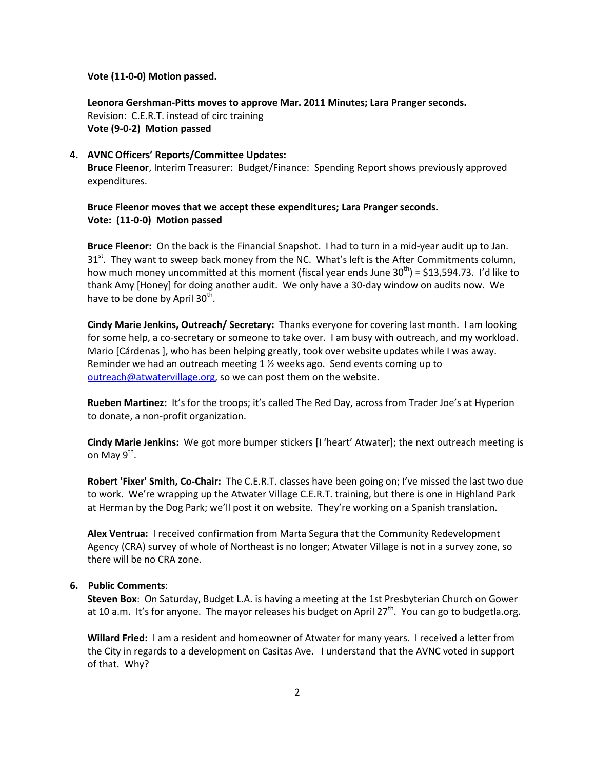**Vote (11-0-0) Motion passed.**

**Leonora Gershman-Pitts moves to approve Mar. 2011 Minutes; Lara Pranger seconds.**
Revision: C.E.R.T. instead of circ training
**Vote (9-0-2) Motion passed**

4. **AVNC Officers' Reports/Committee Updates:**
**Bruce Fleenor**, Interim Treasurer: Budget/Finance: Spending Report shows previously approved expenditures.

**Bruce Fleenor moves that we accept these expenditures; Lara Pranger seconds.**
**Vote: (11-0-0) Motion passed**

**Bruce Fleenor:** On the back is the Financial Snapshot. I had to turn in a mid-year audit up to Jan. 31st. They want to sweep back money from the NC. What's left is the After Commitments column, how much money uncommitted at this moment (fiscal year ends June 30th) = $13,594.73. I'd like to thank Amy [Honey] for doing another audit. We only have a 30-day window on audits now. We have to be done by April 30th.

**Cindy Marie Jenkins, Outreach/ Secretary:** Thanks everyone for covering last month. I am looking for some help, a co-secretary or someone to take over. I am busy with outreach, and my workload. Mario [Cárdenas ], who has been helping greatly, took over website updates while I was away. Reminder we had an outreach meeting 1 ½ weeks ago. Send events coming up to outreach@atwatervillage.org, so we can post them on the website.

**Rueben Martinez:** It's for the troops; it's called The Red Day, across from Trader Joe's at Hyperion to donate, a non-profit organization.

**Cindy Marie Jenkins:** We got more bumper stickers [I 'heart' Atwater]; the next outreach meeting is on May 9th.

**Robert 'Fixer' Smith, Co-Chair:** The C.E.R.T. classes have been going on; I've missed the last two due to work. We're wrapping up the Atwater Village C.E.R.T. training, but there is one in Highland Park at Herman by the Dog Park; we'll post it on website. They're working on a Spanish translation.

**Alex Ventrua:** I received confirmation from Marta Segura that the Community Redevelopment Agency (CRA) survey of whole of Northeast is no longer; Atwater Village is not in a survey zone, so there will be no CRA zone.

6. **Public Comments**:
**Steven Box**: On Saturday, Budget L.A. is having a meeting at the 1st Presbyterian Church on Gower at 10 a.m. It's for anyone. The mayor releases his budget on April 27th. You can go to budgetla.org.

**Willard Fried:** I am a resident and homeowner of Atwater for many years. I received a letter from the City in regards to a development on Casitas Ave. I understand that the AVNC voted in support of that. Why?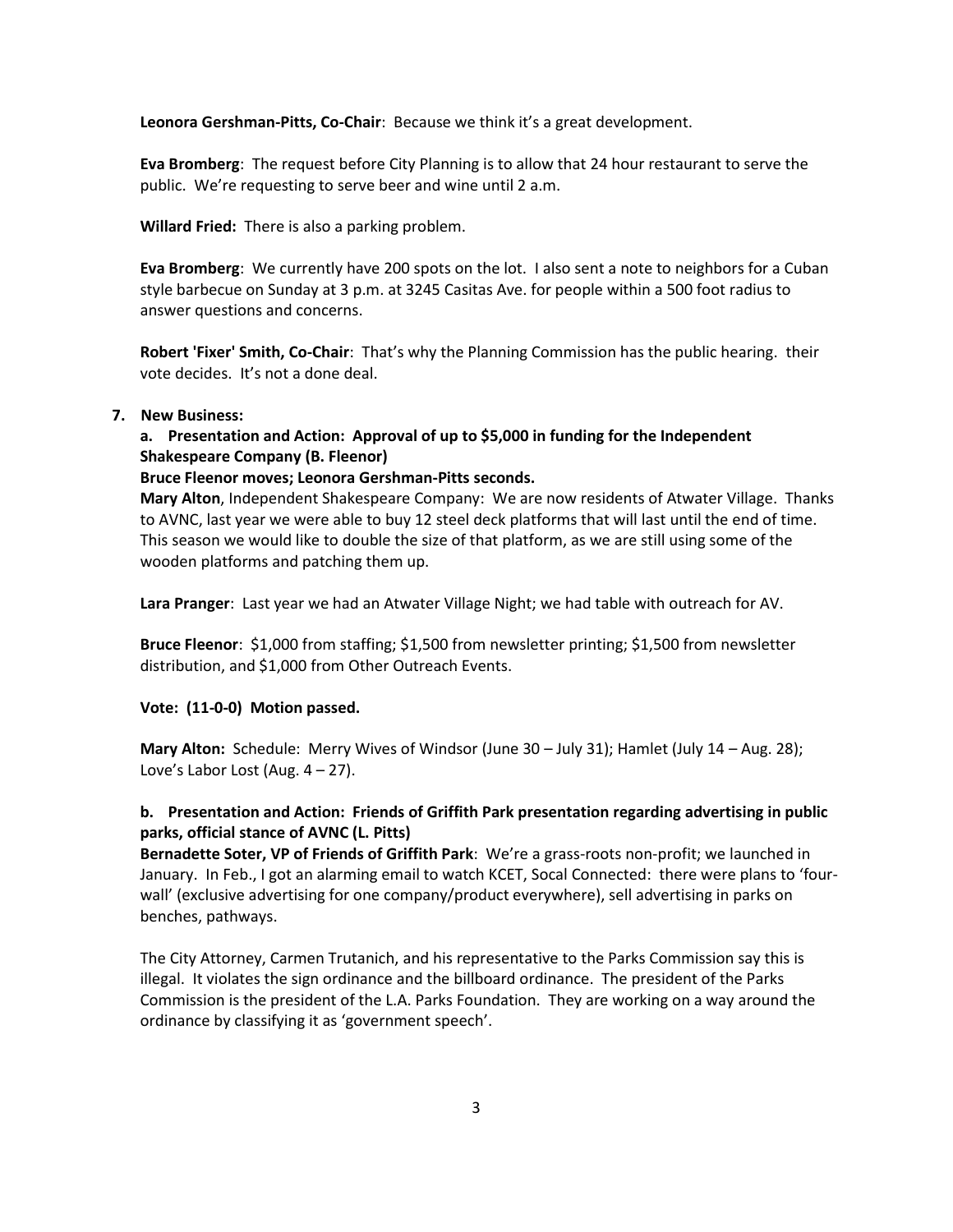**Leonora Gershman-Pitts, Co-Chair**: Because we think it's a great development.

**Eva Bromberg**: The request before City Planning is to allow that 24 hour restaurant to serve the public. We're requesting to serve beer and wine until 2 a.m.

**Willard Fried:** There is also a parking problem.

**Eva Bromberg**: We currently have 200 spots on the lot. I also sent a note to neighbors for a Cuban style barbecue on Sunday at 3 p.m. at 3245 Casitas Ave. for people within a 500 foot radius to answer questions and concerns.

**Robert 'Fixer' Smith, Co-Chair**: That's why the Planning Commission has the public hearing. their vote decides. It's not a done deal.

**7. New Business:**

**a. Presentation and Action: Approval of up to $5,000 in funding for the Independent Shakespeare Company (B. Fleenor)**

**Bruce Fleenor moves; Leonora Gershman-Pitts seconds.**

**Mary Alton**, Independent Shakespeare Company: We are now residents of Atwater Village. Thanks to AVNC, last year we were able to buy 12 steel deck platforms that will last until the end of time. This season we would like to double the size of that platform, as we are still using some of the wooden platforms and patching them up.

**Lara Pranger**: Last year we had an Atwater Village Night; we had table with outreach for AV.

**Bruce Fleenor**: $1,000 from staffing; $1,500 from newsletter printing; $1,500 from newsletter distribution, and $1,000 from Other Outreach Events.

**Vote: (11-0-0) Motion passed.**

**Mary Alton:** Schedule: Merry Wives of Windsor (June 30 – July 31); Hamlet (July 14 – Aug. 28); Love's Labor Lost (Aug. 4 – 27).

**b. Presentation and Action: Friends of Griffith Park presentation regarding advertising in public parks, official stance of AVNC (L. Pitts)**

**Bernadette Soter, VP of Friends of Griffith Park**: We're a grass-roots non-profit; we launched in January. In Feb., I got an alarming email to watch KCET, Socal Connected: there were plans to 'four-wall' (exclusive advertising for one company/product everywhere), sell advertising in parks on benches, pathways.

The City Attorney, Carmen Trutanich, and his representative to the Parks Commission say this is illegal. It violates the sign ordinance and the billboard ordinance. The president of the Parks Commission is the president of the L.A. Parks Foundation. They are working on a way around the ordinance by classifying it as 'government speech'.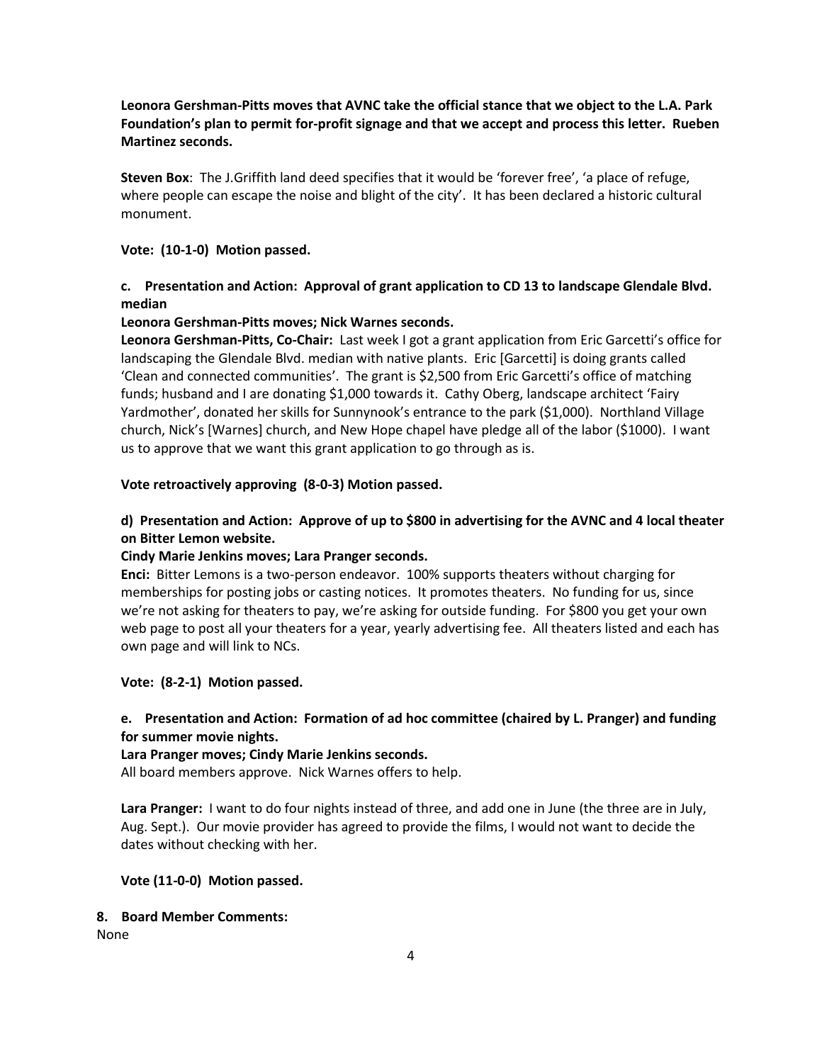**Leonora Gershman-Pitts moves that AVNC take the official stance that we object to the L.A. Park Foundation's plan to permit for-profit signage and that we accept and process this letter. Rueben Martinez seconds.**

**Steven Box**: The J.Griffith land deed specifies that it would be 'forever free', 'a place of refuge, where people can escape the noise and blight of the city'. It has been declared a historic cultural monument.

**Vote: (10-1-0) Motion passed.**

**c. Presentation and Action: Approval of grant application to CD 13 to landscape Glendale Blvd. median**

**Leonora Gershman-Pitts moves; Nick Warnes seconds.**

**Leonora Gershman-Pitts, Co-Chair:** Last week I got a grant application from Eric Garcetti's office for landscaping the Glendale Blvd. median with native plants. Eric [Garcetti] is doing grants called 'Clean and connected communities'. The grant is $2,500 from Eric Garcetti's office of matching funds; husband and I are donating $1,000 towards it. Cathy Oberg, landscape architect 'Fairy Yardmother', donated her skills for Sunnynook's entrance to the park ($1,000). Northland Village church, Nick's [Warnes] church, and New Hope chapel have pledge all of the labor ($1000). I want us to approve that we want this grant application to go through as is.

**Vote retroactively approving (8-0-3) Motion passed.**

**d) Presentation and Action: Approve of up to $800 in advertising for the AVNC and 4 local theater on Bitter Lemon website.**

**Cindy Marie Jenkins moves; Lara Pranger seconds.**

**Enci:** Bitter Lemons is a two-person endeavor. 100% supports theaters without charging for memberships for posting jobs or casting notices. It promotes theaters. No funding for us, since we're not asking for theaters to pay, we're asking for outside funding. For $800 you get your own web page to post all your theaters for a year, yearly advertising fee. All theaters listed and each has own page and will link to NCs.

**Vote: (8-2-1) Motion passed.**

**e. Presentation and Action: Formation of ad hoc committee (chaired by L. Pranger) and funding for summer movie nights.**

**Lara Pranger moves; Cindy Marie Jenkins seconds.**

All board members approve. Nick Warnes offers to help.

**Lara Pranger:** I want to do four nights instead of three, and add one in June (the three are in July, Aug. Sept.). Our movie provider has agreed to provide the films, I would not want to decide the dates without checking with her.

**Vote (11-0-0) Motion passed.**

**8. Board Member Comments:**

None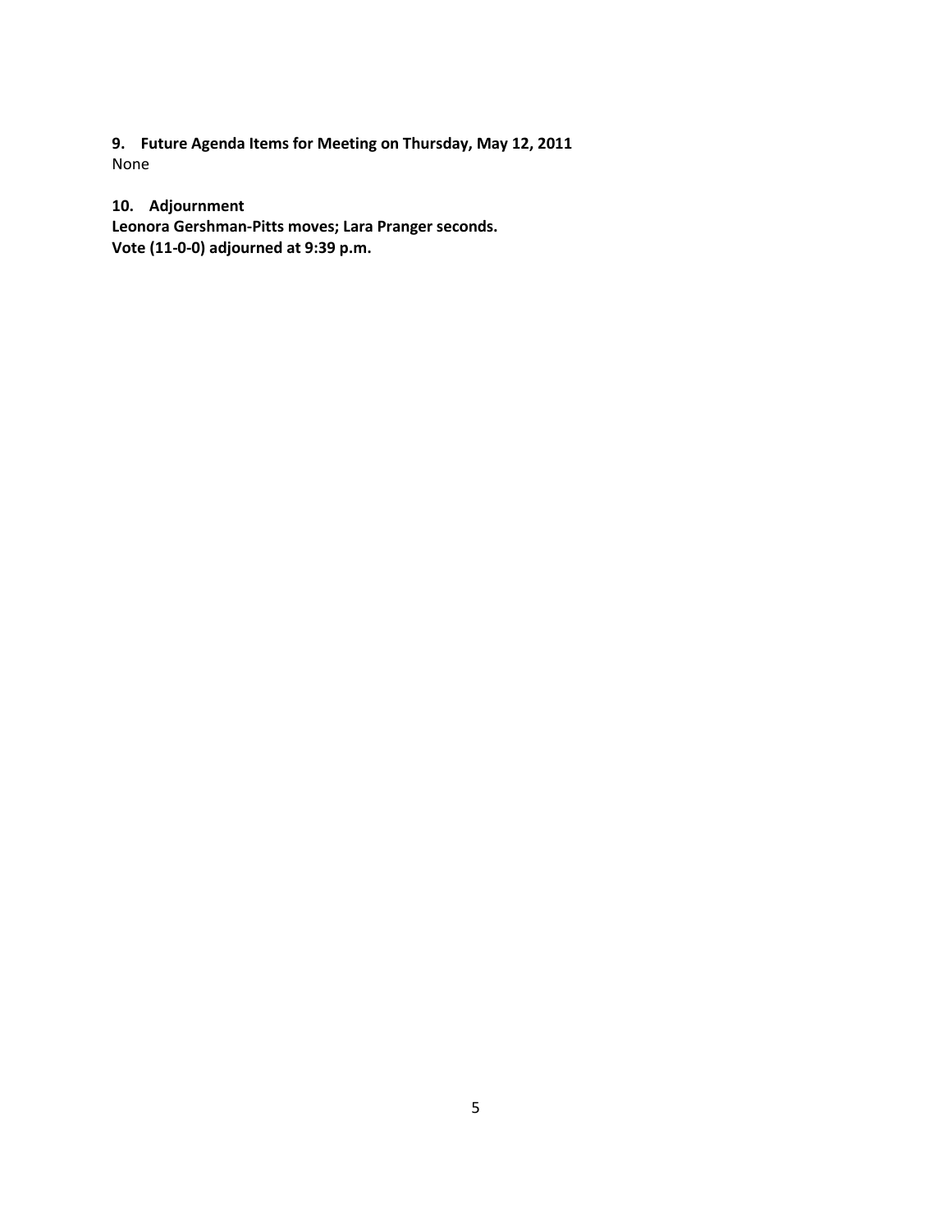**9. Future Agenda Items for Meeting on Thursday, May 12, 2011**

None

**10. Adjournment**

**Leonora Gershman-Pitts moves; Lara Pranger seconds.**

**Vote (11-0-0) adjourned at 9:39 p.m.**